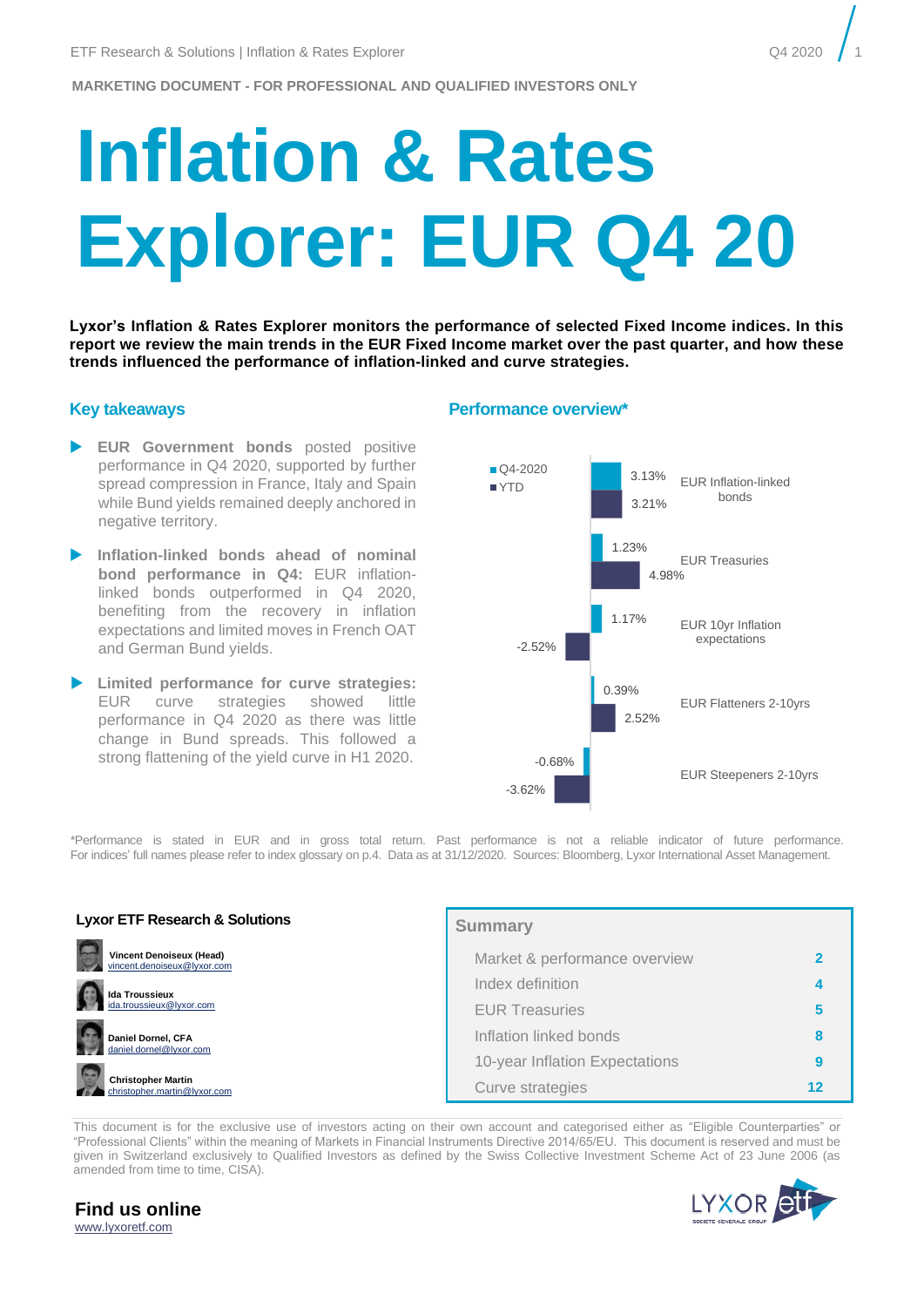MARKETING DOCUMENT - FOR PROFESSIONAL AND QUALIFIED INVESTORS ONLY

# Inflation & Rates Explorer: EUR Q4 20

**Lyxor's Inflation & Rates Explorer monitors the performance of selected Fixed Income indices. In this report we review the main trends in the EUR Fixed Income market over the past quarter, and how these trends influenced the performance of inflation-linked and curve strategies.**

## Key takeaways

- **EUR Government bonds** posted positive performance in Q4 2020, supported by further spread compression in France, Italy and Spain while Bund yields remained deeply anchored in negative territory.
- **Inflation-linked bonds ahead of nominal bond performance in Q4:** EUR inflation-linked bonds outperformed in Q4 2020, benefiting from the recovery in inflation expectations and limited moves in French OAT and German Bund yields.
- **Limited performance for curve strategies:** EUR curve strategies showed little performance in Q4 2020 as there was little change in Bund spreads. This followed a strong flattening of the yield curve in H1 2020.

## Performance overview*

| | Q4-2020 | YTD |
|---|---|---|
| EUR Inflation-linked bonds | 3.13% | 3.21% |
| EUR Treasuries | 1.23% | 4.98% |
| EUR 10yr Inflation expectations | 1.17% | -2.52% |
| EUR Flatteners 2-10yrs | 0.39% | 2.52% |
| EUR Steepeners 2-10yrs | -0.68% | -3.62% |

*Performance is stated in EUR and in gross total return. Past performance is not a reliable indicator of future performance. For indices' full names please refer to index glossary on p.4. Data as at 31/12/2020. Sources: Bloomberg, Lyxor International Asset Management.

### Lyxor ETF Research & Solutions

**Vincent Denoiseux (Head)**
vincent.denoiseux@lyxor.com

**Ida Troussieux**
ida.troussieux@lyxor.com

**Daniel Dornel, CFA**
daniel.dornel@lyxor.com

**Christopher Martin**
christopher.martin@lyxor.com

### Summary

| | |
|---|---|
| Market & performance overview | 2 |
| Index definition | 4 |
| EUR Treasuries | 5 |
| Inflation linked bonds | 8 |
| 10-year Inflation Expectations | 9 |
| Curve strategies | 12 |

This document is for the exclusive use of investors acting on their own account and categorised either as "Eligible Counterparties" or "Professional Clients" within the meaning of Markets in Financial Instruments Directive 2014/65/EU. This document is reserved and must be given in Switzerland exclusively to Qualified Investors as defined by the Swiss Collective Investment Scheme Act of 23 June 2006 (as amended from time to time, CISA).

**Find us online**
www.lyxoretf.com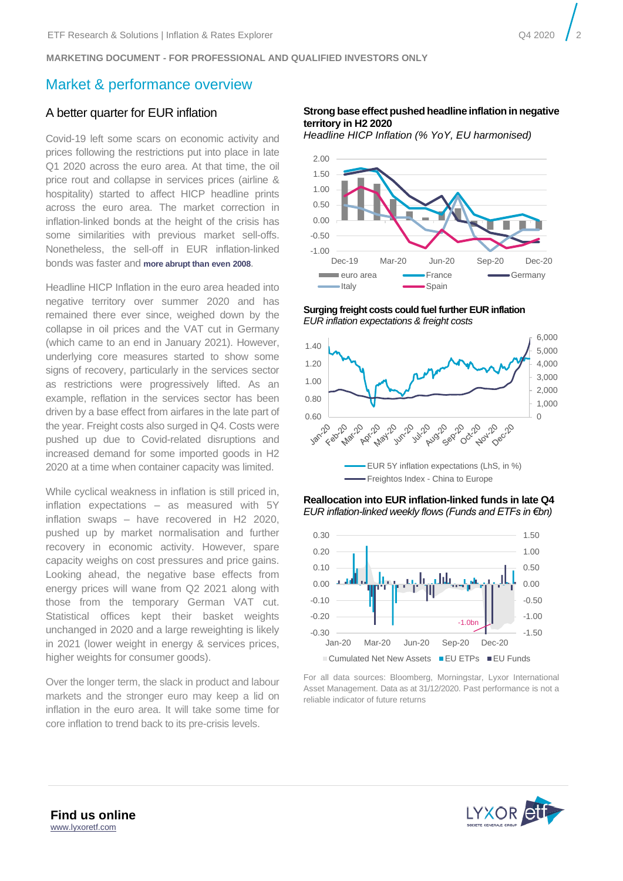MARKETING DOCUMENT - FOR PROFESSIONAL AND QUALIFIED INVESTORS ONLY

# Market & performance overview

## A better quarter for EUR inflation

Covid-19 left some scars on economic activity and prices following the restrictions put into place in late Q1 2020 across the euro area. At that time, the oil price rout and collapse in services prices (airline & hospitality) started to affect HICP headline prints across the euro area. The market correction in inflation-linked bonds at the height of the crisis has some similarities with previous market sell-offs. Nonetheless, the sell-off in EUR inflation-linked bonds was faster and **more abrupt than even 2008**.

Headline HICP Inflation in the euro area headed into negative territory over summer 2020 and has remained there ever since, weighed down by the collapse in oil prices and the VAT cut in Germany (which came to an end in January 2021). However, underlying core measures started to show some signs of recovery, particularly in the services sector as restrictions were progressively lifted. As an example, reflation in the services sector has been driven by a base effect from airfares in the late part of the year. Freight costs also surged in Q4. Costs were pushed up due to Covid-related disruptions and increased demand for some imported goods in H2 2020 at a time when container capacity was limited.

While cyclical weakness in inflation is still priced in, inflation expectations – as measured with 5Y inflation swaps – have recovered in H2 2020, pushed up by market normalisation and further recovery in economic activity. However, spare capacity weighs on cost pressures and price gains. Looking ahead, the negative base effects from energy prices will wane from Q2 2021 along with those from the temporary German VAT cut. Statistical offices kept their basket weights unchanged in 2020 and a large reweighting is likely in 2021 (lower weight in energy & services prices, higher weights for consumer goods).

Over the longer term, the slack in product and labour markets and the stronger euro may keep a lid on inflation in the euro area. It will take some time for core inflation to trend back to its pre-crisis levels.

**Strong base effect pushed headline inflation in negative territory in H2 2020**

*Headline HICP Inflation (% YoY, EU harmonised)*

**Surging freight costs could fuel further EUR inflation**

*EUR inflation expectations & freight costs*

**Reallocation into EUR inflation-linked funds in late Q4**

*EUR inflation-linked weekly flows (Funds and ETFs in €bn)*

For all data sources: Bloomberg, Morningstar, Lyxor International Asset Management. Data as at 31/12/2020. Past performance is not a reliable indicator of future returns

**Find us online**
www.lyxoretf.com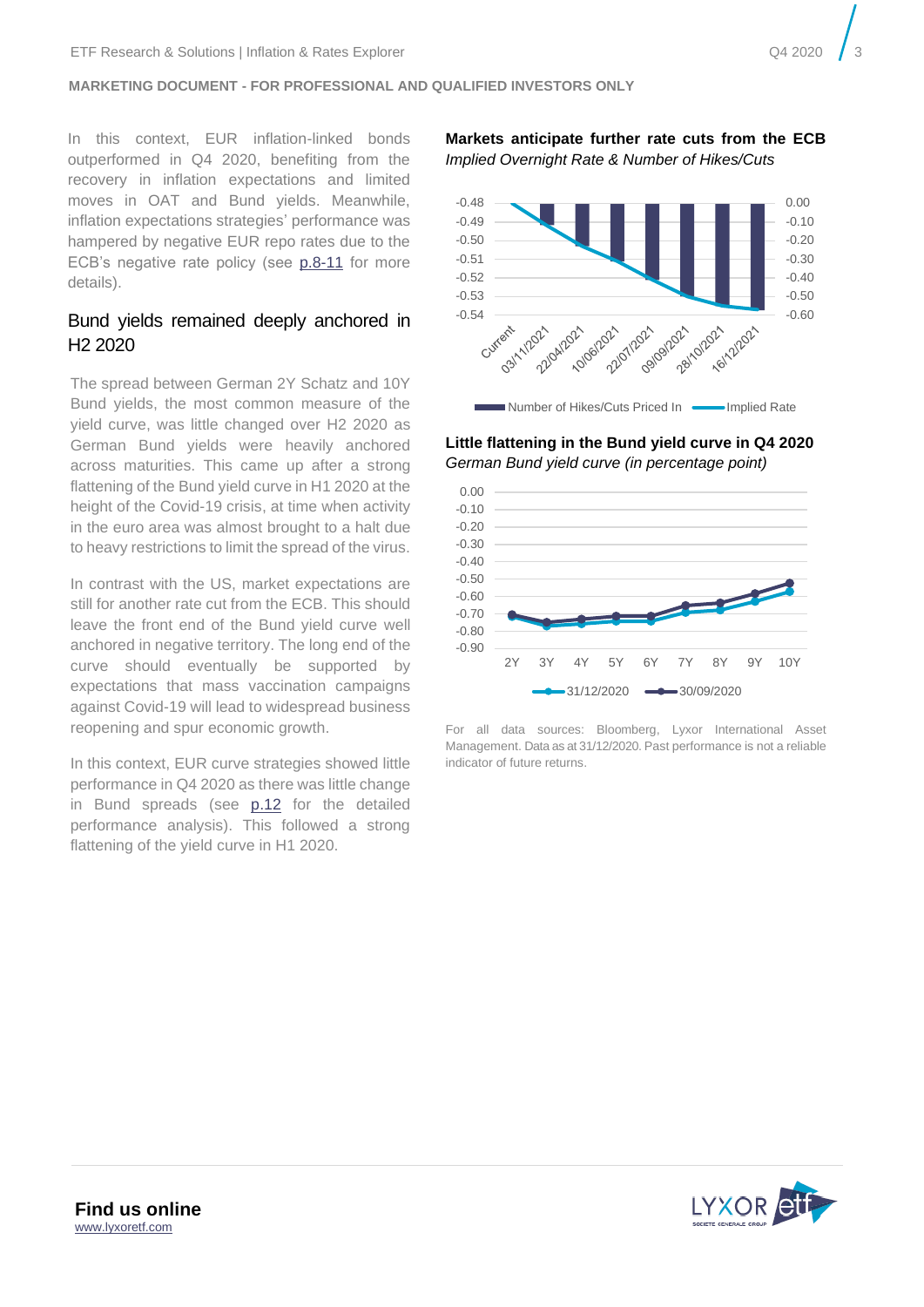**MARKETING DOCUMENT - FOR PROFESSIONAL AND QUALIFIED INVESTORS ONLY**

In this context, EUR inflation-linked bonds outperformed in Q4 2020, benefiting from the recovery in inflation expectations and limited moves in OAT and Bund yields. Meanwhile, inflation expectations strategies' performance was hampered by negative EUR repo rates due to the ECB's negative rate policy (see p.8-11 for more details).

## Bund yields remained deeply anchored in H2 2020

The spread between German 2Y Schatz and 10Y Bund yields, the most common measure of the yield curve, was little changed over H2 2020 as German Bund yields were heavily anchored across maturities. This came up after a strong flattening of the Bund yield curve in H1 2020 at the height of the Covid-19 crisis, at time when activity in the euro area was almost brought to a halt due to heavy restrictions to limit the spread of the virus.

In contrast with the US, market expectations are still for another rate cut from the ECB. This should leave the front end of the Bund yield curve well anchored in negative territory. The long end of the curve should eventually be supported by expectations that mass vaccination campaigns against Covid-19 will lead to widespread business reopening and spur economic growth.

In this context, EUR curve strategies showed little performance in Q4 2020 as there was little change in Bund spreads (see p.12 for the detailed performance analysis). This followed a strong flattening of the yield curve in H1 2020.

**Markets anticipate further rate cuts from the ECB**
*Implied Overnight Rate & Number of Hikes/Cuts*

Left axis: -0.48, -0.49, -0.50, -0.51, -0.52, -0.53, -0.54
Right axis: 0.00, -0.10, -0.20, -0.30, -0.40, -0.50, -0.60
X axis: Current, 03/11/2021, 22/04/2021, 10/06/2021, 22/07/2021, 09/09/2021, 28/10/2021, 16/12/2021

Number of Hikes/Cuts Priced In — Implied Rate

**Little flattening in the Bund yield curve in Q4 2020**
*German Bund yield curve (in percentage point)*

Y axis: 0.00, -0.10, -0.20, -0.30, -0.40, -0.50, -0.60, -0.70, -0.80, -0.90
X axis: 2Y, 3Y, 4Y, 5Y, 6Y, 7Y, 8Y, 9Y, 10Y

31/12/2020 — 30/09/2020

For all data sources: Bloomberg, Lyxor International Asset Management. Data as at 31/12/2020. Past performance is not a reliable indicator of future returns.

**Find us online**
www.lyxoretf.com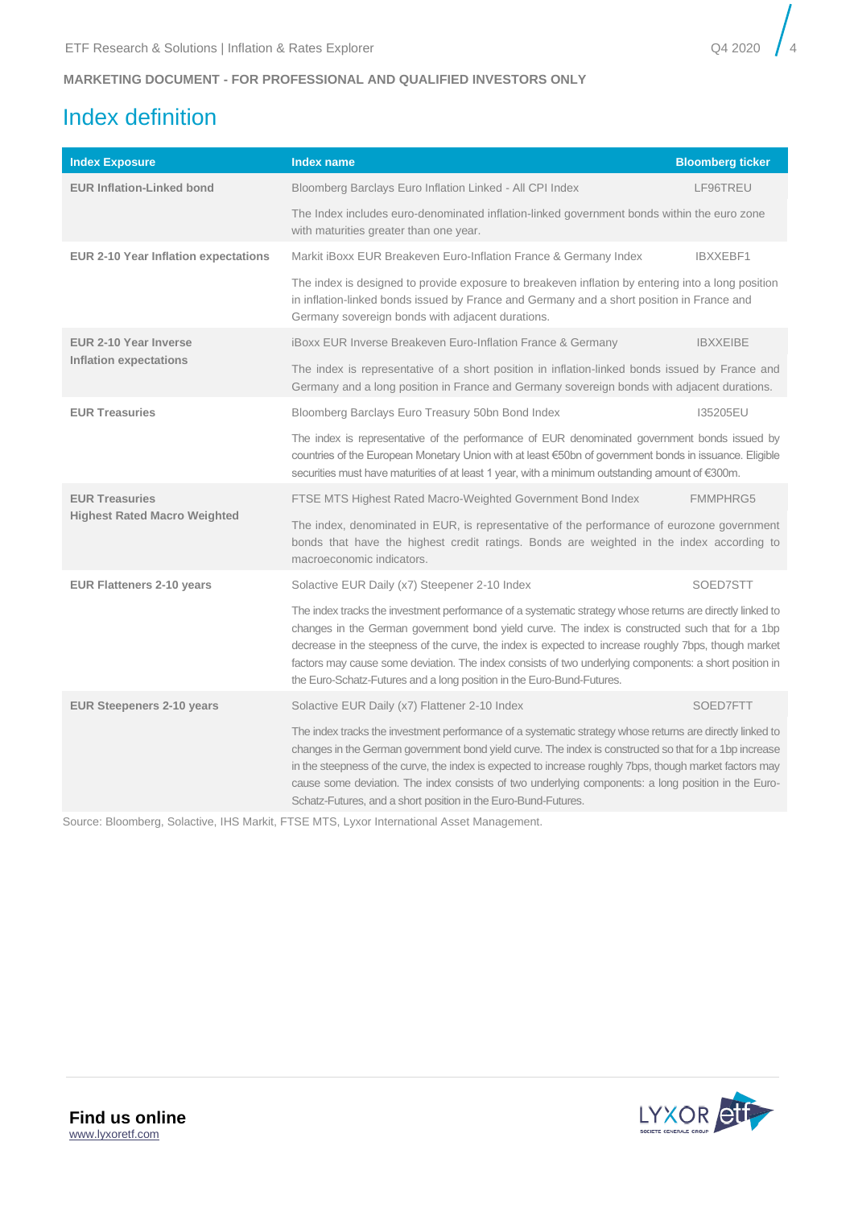MARKETING DOCUMENT - FOR PROFESSIONAL AND QUALIFIED INVESTORS ONLY

# Index definition

| Index Exposure | Index name | Bloomberg ticker |
|---|---|---|
| **EUR Inflation-Linked bond** | Bloomberg Barclays Euro Inflation Linked - All CPI Index | LF96TREU |
| | The Index includes euro-denominated inflation-linked government bonds within the euro zone with maturities greater than one year. | |
| **EUR 2-10 Year Inflation expectations** | Markit iBoxx EUR Breakeven Euro-Inflation France & Germany Index | IBXXEBF1 |
| | The index is designed to provide exposure to breakeven inflation by entering into a long position in inflation-linked bonds issued by France and Germany and a short position in France and Germany sovereign bonds with adjacent durations. | |
| **EUR 2-10 Year Inverse Inflation expectations** | iBoxx EUR Inverse Breakeven Euro-Inflation France & Germany | IBXXEIBE |
| | The index is representative of a short position in inflation-linked bonds issued by France and Germany and a long position in France and Germany sovereign bonds with adjacent durations. | |
| **EUR Treasuries** | Bloomberg Barclays Euro Treasury 50bn Bond Index | I35205EU |
| | The index is representative of the performance of EUR denominated government bonds issued by countries of the European Monetary Union with at least €50bn of government bonds in issuance. Eligible securities must have maturities of at least 1 year, with a minimum outstanding amount of €300m. | |
| **EUR Treasuries Highest Rated Macro Weighted** | FTSE MTS Highest Rated Macro-Weighted Government Bond Index | FMMPHRG5 |
| | The index, denominated in EUR, is representative of the performance of eurozone government bonds that have the highest credit ratings. Bonds are weighted in the index according to macroeconomic indicators. | |
| **EUR Flatteners 2-10 years** | Solactive EUR Daily (x7) Steepener 2-10 Index | SOED7STT |
| | The index tracks the investment performance of a systematic strategy whose returns are directly linked to changes in the German government bond yield curve. The index is constructed such that for a 1bp decrease in the steepness of the curve, the index is expected to increase roughly 7bps, though market factors may cause some deviation. The index consists of two underlying components: a short position in the Euro-Schatz-Futures and a long position in the Euro-Bund-Futures. | |
| **EUR Steepeners 2-10 years** | Solactive EUR Daily (x7) Flattener 2-10 Index | SOED7FTT |
| | The index tracks the investment performance of a systematic strategy whose returns are directly linked to changes in the German government bond yield curve. The index is constructed so that for a 1bp increase in the steepness of the curve, the index is expected to increase roughly 7bps, though market factors may cause some deviation. The index consists of two underlying components: a long position in the Euro-Schatz-Futures, and a short position in the Euro-Bund-Futures. | |

Source: Bloomberg, Solactive, IHS Markit, FTSE MTS, Lyxor International Asset Management.

**Find us online**
www.lyxoretf.com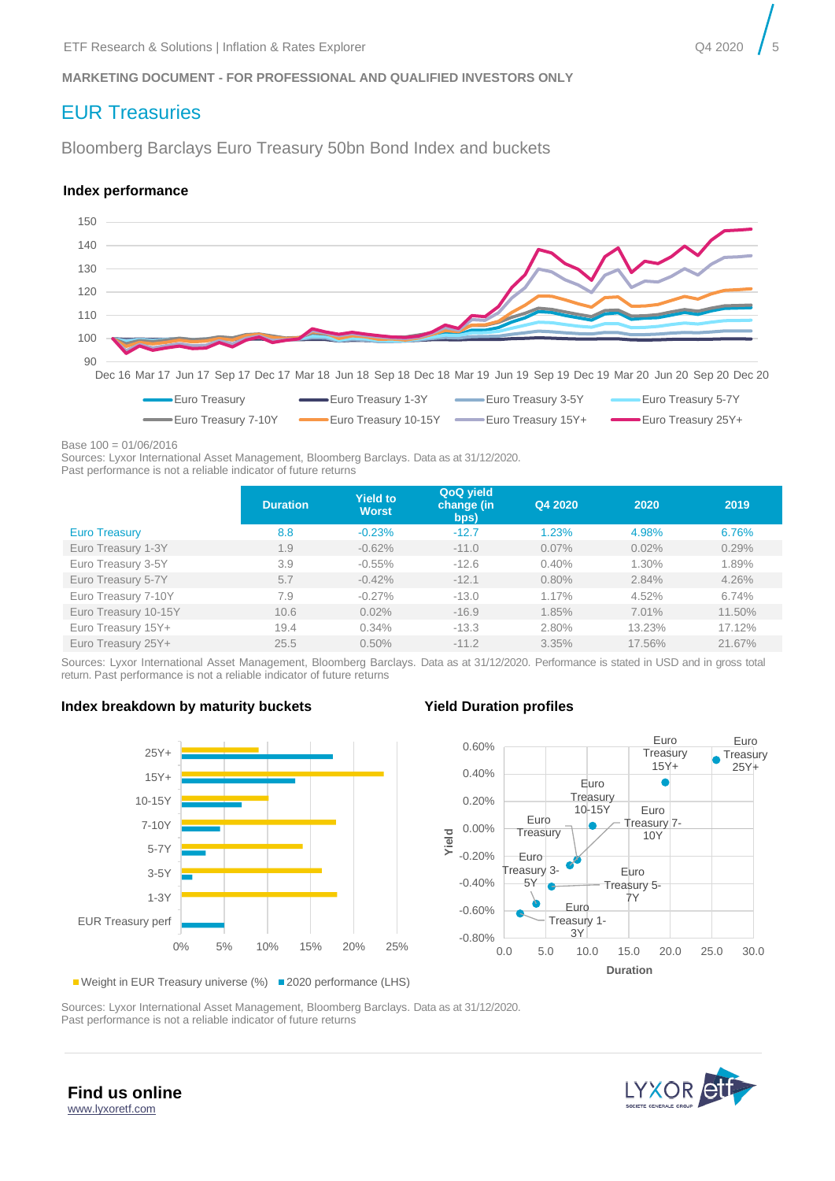MARKETING DOCUMENT - FOR PROFESSIONAL AND QUALIFIED INVESTORS ONLY

# EUR Treasuries

## Bloomberg Barclays Euro Treasury 50bn Bond Index and buckets

### Index performance

Base 100 = 01/06/2016
Sources: Lyxor International Asset Management, Bloomberg Barclays. Data as at 31/12/2020.
Past performance is not a reliable indicator of future returns

| | Duration | Yield to Worst | QoQ yield change (in bps) | Q4 2020 | 2020 | 2019 |
|---|---|---|---|---|---|---|
| Euro Treasury | 8.8 | -0.23% | -12.7 | 1.23% | 4.98% | 6.76% |
| Euro Treasury 1-3Y | 1.9 | -0.62% | -11.0 | 0.07% | 0.02% | 0.29% |
| Euro Treasury 3-5Y | 3.9 | -0.55% | -12.6 | 0.40% | 1.30% | 1.89% |
| Euro Treasury 5-7Y | 5.7 | -0.42% | -12.1 | 0.80% | 2.84% | 4.26% |
| Euro Treasury 7-10Y | 7.9 | -0.27% | -13.0 | 1.17% | 4.52% | 6.74% |
| Euro Treasury 10-15Y | 10.6 | 0.02% | -16.9 | 1.85% | 7.01% | 11.50% |
| Euro Treasury 15Y+ | 19.4 | 0.34% | -13.3 | 2.80% | 13.23% | 17.12% |
| Euro Treasury 25Y+ | 25.5 | 0.50% | -11.2 | 3.35% | 17.56% | 21.67% |

Sources: Lyxor International Asset Management, Bloomberg Barclays. Data as at 31/12/2020. Performance is stated in USD and in gross total return. Past performance is not a reliable indicator of future returns

### Index breakdown by maturity buckets

### Yield Duration profiles

Sources: Lyxor International Asset Management, Bloomberg Barclays. Data as at 31/12/2020.
Past performance is not a reliable indicator of future returns

**Find us online**
www.lyxoretf.com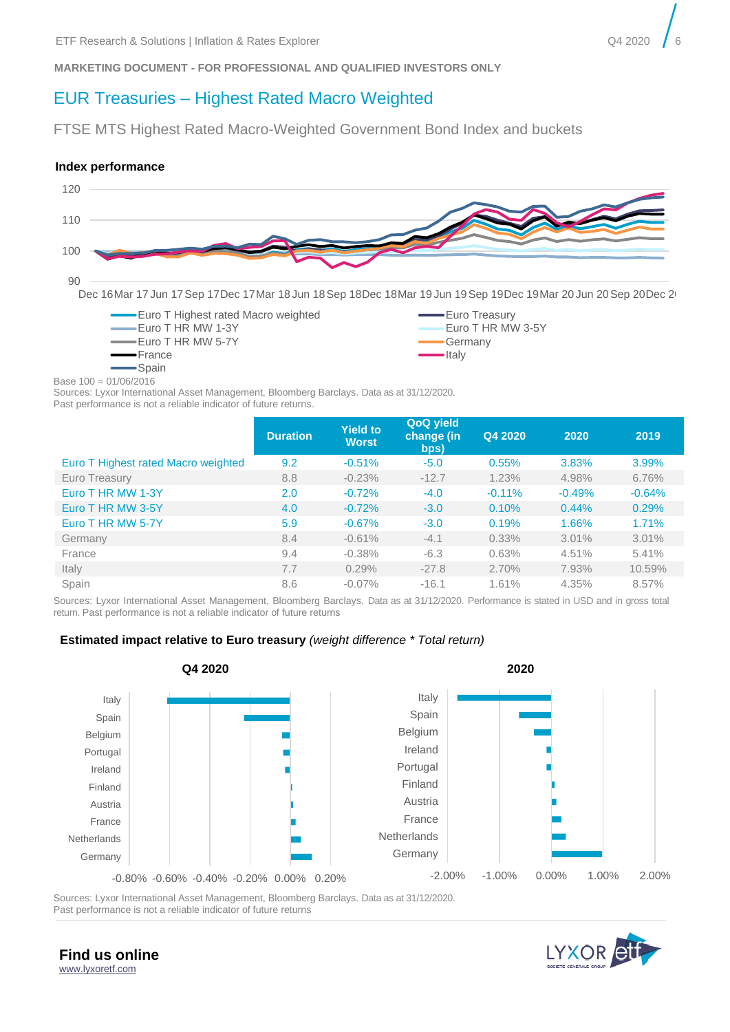MARKETING DOCUMENT - FOR PROFESSIONAL AND QUALIFIED INVESTORS ONLY

# EUR Treasuries – Highest Rated Macro Weighted

## FTSE MTS Highest Rated Macro-Weighted Government Bond Index and buckets

### Index performance

Base 100 = 01/06/2016
Sources: Lyxor International Asset Management, Bloomberg Barclays. Data as at 31/12/2020.
Past performance is not a reliable indicator of future returns.

| | Duration | Yield to Worst | QoQ yield change (in bps) | Q4 2020 | 2020 | 2019 |
|---|---|---|---|---|---|---|
| Euro T Highest rated Macro weighted | 9.2 | -0.51% | -5.0 | 0.55% | 3.83% | 3.99% |
| Euro Treasury | 8.8 | -0.23% | -12.7 | 1.23% | 4.98% | 6.76% |
| Euro T HR MW 1-3Y | 2.0 | -0.72% | -4.0 | -0.11% | -0.49% | -0.64% |
| Euro T HR MW 3-5Y | 4.0 | -0.72% | -3.0 | 0.10% | 0.44% | 0.29% |
| Euro T HR MW 5-7Y | 5.9 | -0.67% | -3.0 | 0.19% | 1.66% | 1.71% |
| Germany | 8.4 | -0.61% | -4.1 | 0.33% | 3.01% | 3.01% |
| France | 9.4 | -0.38% | -6.3 | 0.63% | 4.51% | 5.41% |
| Italy | 7.7 | 0.29% | -27.8 | 2.70% | 7.93% | 10.59% |
| Spain | 8.6 | -0.07% | -16.1 | 1.61% | 4.35% | 8.57% |

Sources: Lyxor International Asset Management, Bloomberg Barclays. Data as at 31/12/2020. Performance is stated in USD and in gross total return. Past performance is not a reliable indicator of future returns

### Estimated impact relative to Euro treasury *(weight difference * Total return)*

Sources: Lyxor International Asset Management, Bloomberg Barclays. Data as at 31/12/2020.
Past performance is not a reliable indicator of future returns

**Find us online**
www.lyxoretf.com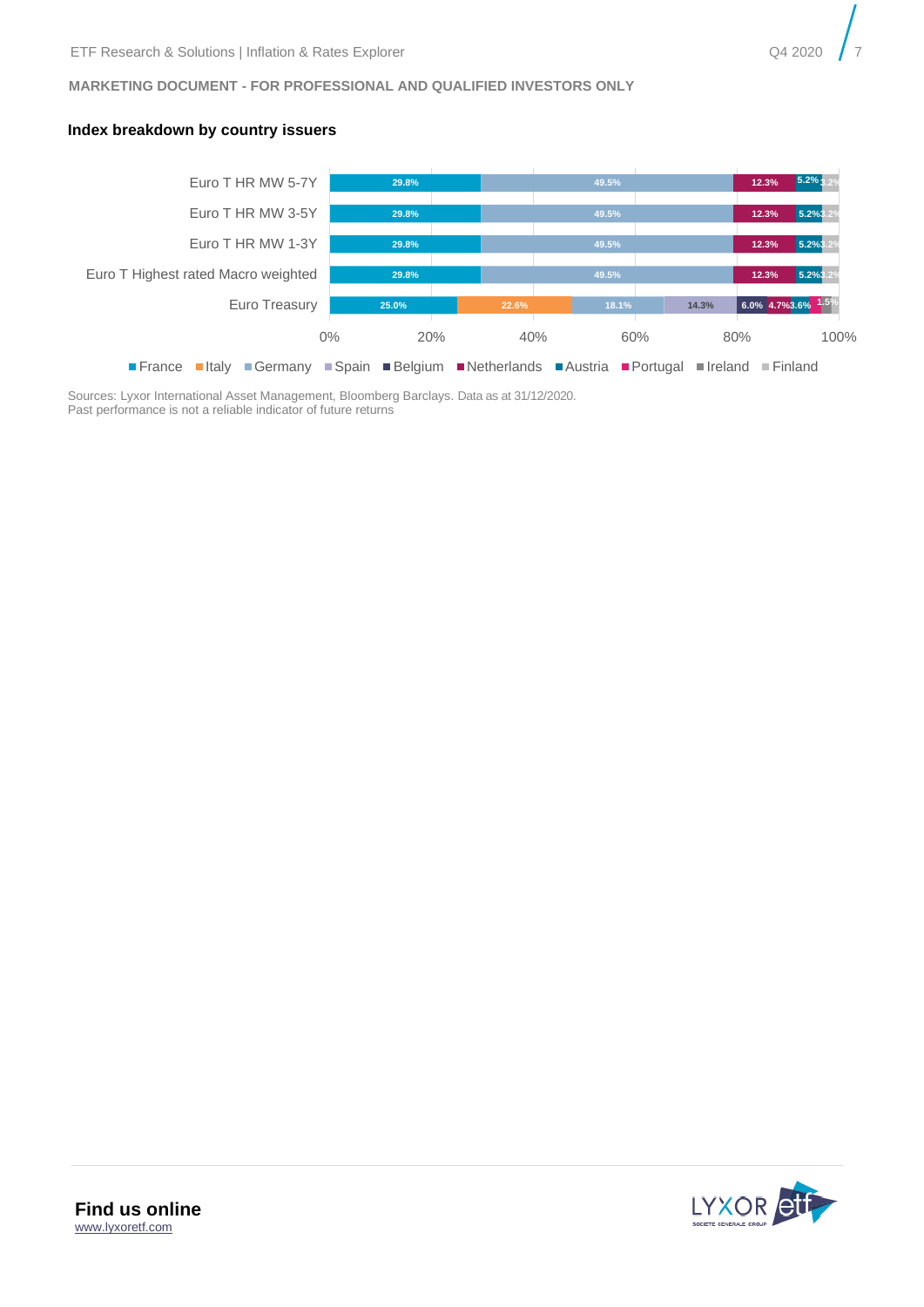MARKETING DOCUMENT - FOR PROFESSIONAL AND QUALIFIED INVESTORS ONLY

### Index breakdown by country issuers

| Index | France | Italy | Germany | Spain | Belgium | Netherlands | Austria | Portugal | Ireland | Finland |
|---|---|---|---|---|---|---|---|---|---|---|
| Euro T HR MW 5-7Y | 29.8% | | 49.5% | | | 12.3% | 5.2% | | | 3.2% |
| Euro T HR MW 3-5Y | 29.8% | | 49.5% | | | 12.3% | 5.2% | | | 3.2% |
| Euro T HR MW 1-3Y | 29.8% | | 49.5% | | | 12.3% | 5.2% | | | 3.2% |
| Euro T Highest rated Macro weighted | 29.8% | | 49.5% | | | 12.3% | 5.2% | | | 3.2% |
| Euro Treasury | 25.0% | 22.6% | 18.1% | 14.3% | 6.0% | 4.7% | 3.6% | | | 1.5% |

Sources: Lyxor International Asset Management, Bloomberg Barclays. Data as at 31/12/2020.
Past performance is not a reliable indicator of future returns

**Find us online**
www.lyxoretf.com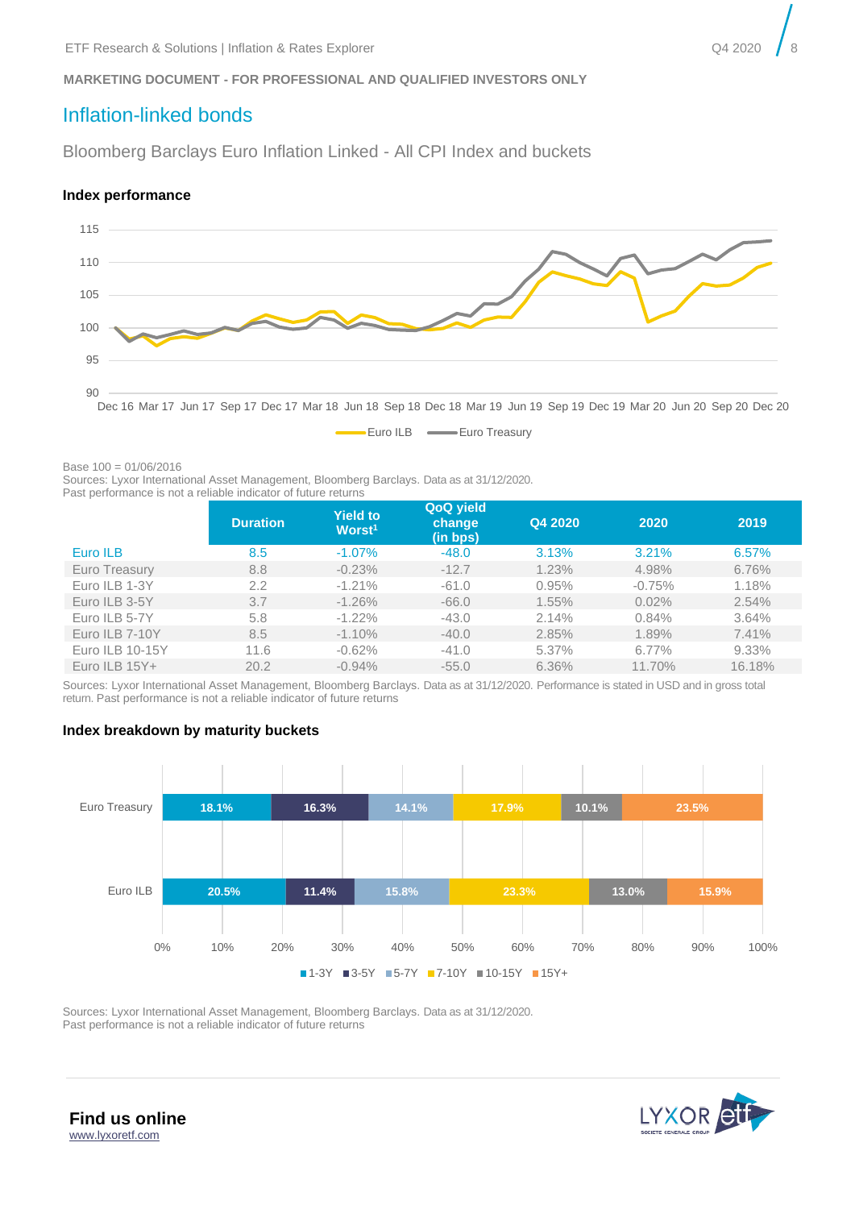MARKETING DOCUMENT - FOR PROFESSIONAL AND QUALIFIED INVESTORS ONLY

# Inflation-linked bonds

## Bloomberg Barclays Euro Inflation Linked - All CPI Index and buckets

### Index performance

Base 100 = 01/06/2016
Sources: Lyxor International Asset Management, Bloomberg Barclays. Data as at 31/12/2020.
Past performance is not a reliable indicator of future returns

| | Duration | Yield to Worst[1] | QoQ yield change (in bps) | Q4 2020 | 2020 | 2019 |
|---|---|---|---|---|---|---|
| Euro ILB | 8.5 | -1.07% | -48.0 | 3.13% | 3.21% | 6.57% |
| Euro Treasury | 8.8 | -0.23% | -12.7 | 1.23% | 4.98% | 6.76% |
| Euro ILB 1-3Y | 2.2 | -1.21% | -61.0 | 0.95% | -0.75% | 1.18% |
| Euro ILB 3-5Y | 3.7 | -1.26% | -66.0 | 1.55% | 0.02% | 2.54% |
| Euro ILB 5-7Y | 5.8 | -1.22% | -43.0 | 2.14% | 0.84% | 3.64% |
| Euro ILB 7-10Y | 8.5 | -1.10% | -40.0 | 2.85% | 1.89% | 7.41% |
| Euro ILB 10-15Y | 11.6 | -0.62% | -41.0 | 5.37% | 6.77% | 9.33% |
| Euro ILB 15Y+ | 20.2 | -0.94% | -55.0 | 6.36% | 11.70% | 16.18% |

Sources: Lyxor International Asset Management, Bloomberg Barclays. Data as at 31/12/2020. Performance is stated in USD and in gross total return. Past performance is not a reliable indicator of future returns

### Index breakdown by maturity buckets

| | 1-3Y | 3-5Y | 5-7Y | 7-10Y | 10-15Y | 15Y+ |
|---|---|---|---|---|---|---|
| Euro Treasury | 18.1% | 16.3% | 14.1% | 17.9% | 10.1% | 23.5% |
| Euro ILB | 20.5% | 11.4% | 15.8% | 23.3% | 13.0% | 15.9% |

Sources: Lyxor International Asset Management, Bloomberg Barclays. Data as at 31/12/2020.
Past performance is not a reliable indicator of future returns

**Find us online**
www.lyxoretf.com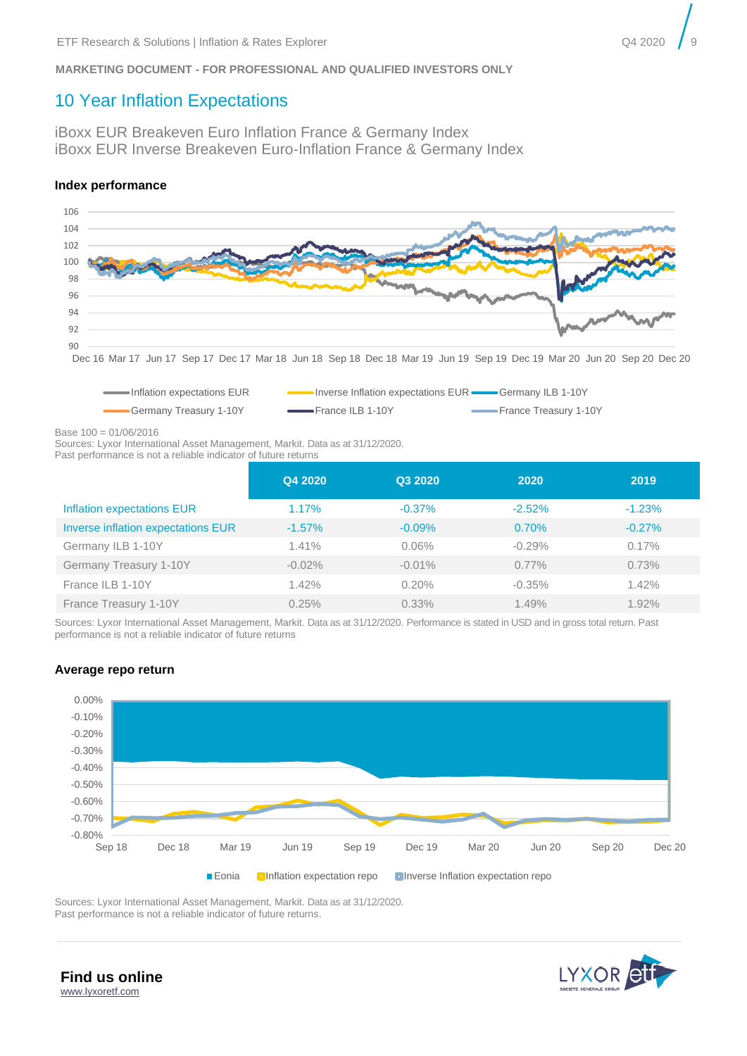MARKETING DOCUMENT - FOR PROFESSIONAL AND QUALIFIED INVESTORS ONLY

## 10 Year Inflation Expectations

iBoxx EUR Breakeven Euro Inflation France & Germany Index
iBoxx EUR Inverse Breakeven Euro-Inflation France & Germany Index

### Index performance

Base 100 = 01/06/2016
Sources: Lyxor International Asset Management, Markit. Data as at 31/12/2020.
Past performance is not a reliable indicator of future returns

| | Q4 2020 | Q3 2020 | 2020 | 2019 |
|---|---|---|---|---|
| Inflation expectations EUR | 1.17% | -0.37% | -2.52% | -1.23% |
| Inverse inflation expectations EUR | -1.57% | -0.09% | 0.70% | -0.27% |
| Germany ILB 1-10Y | 1.41% | 0.06% | -0.29% | 0.17% |
| Germany Treasury 1-10Y | -0.02% | -0.01% | 0.77% | 0.73% |
| France ILB 1-10Y | 1.42% | 0.20% | -0.35% | 1.42% |
| France Treasury 1-10Y | 0.25% | 0.33% | 1.49% | 1.92% |

Sources: Lyxor International Asset Management, Markit. Data as at 31/12/2020. Performance is stated in USD and in gross total return. Past performance is not a reliable indicator of future returns

### Average repo return

Sources: Lyxor International Asset Management, Markit. Data as at 31/12/2020.
Past performance is not a reliable indicator of future returns.

**Find us online**
www.lyxoretf.com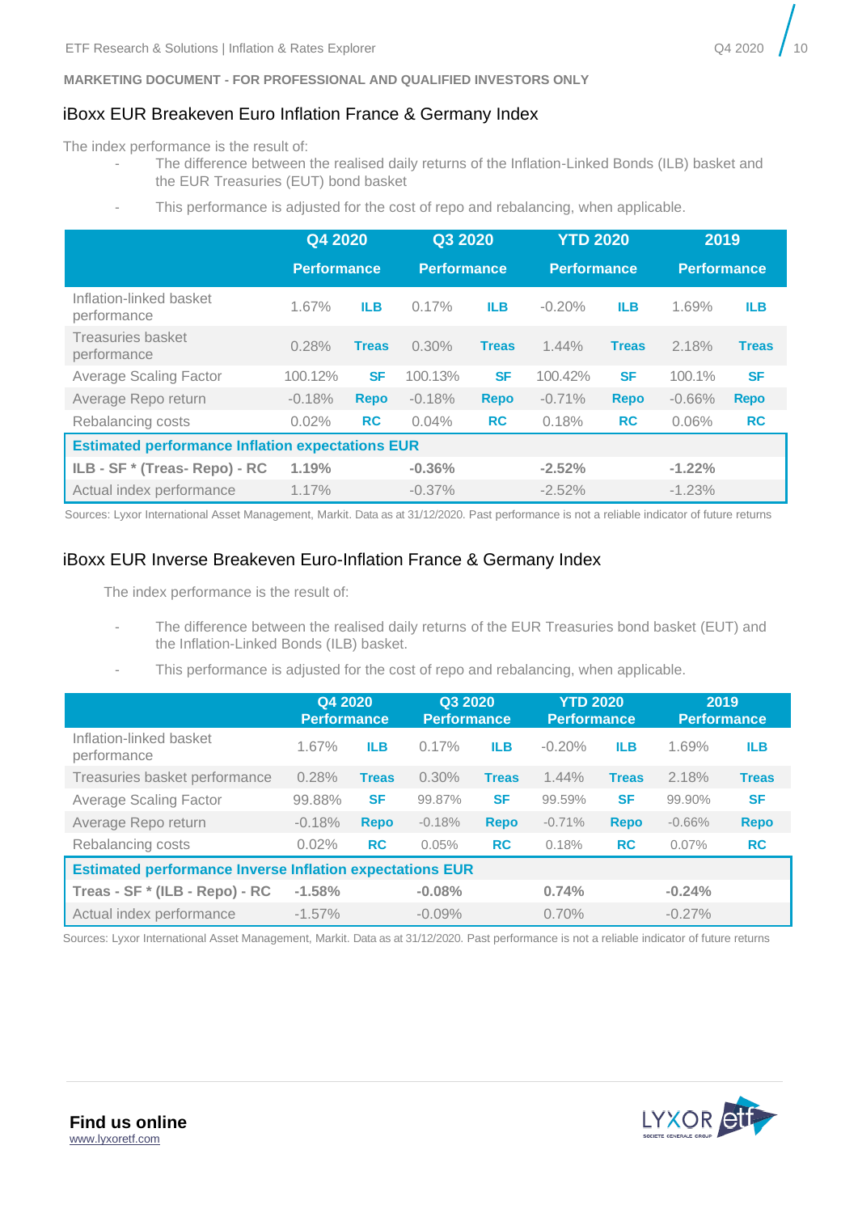MARKETING DOCUMENT - FOR PROFESSIONAL AND QUALIFIED INVESTORS ONLY

## iBoxx EUR Breakeven Euro Inflation France & Germany Index

The index performance is the result of:

- The difference between the realised daily returns of the Inflation-Linked Bonds (ILB) basket and the EUR Treasuries (EUT) bond basket
- This performance is adjusted for the cost of repo and rebalancing, when applicable.

| | Q4 2020 | | Q3 2020 | | YTD 2020 | | 2019 | |
|---|---|---|---|---|---|---|---|---|
| | Performance | | Performance | | Performance | | Performance | |
| Inflation-linked basket performance | 1.67% | **ILB** | 0.17% | **ILB** | -0.20% | **ILB** | 1.69% | **ILB** |
| Treasuries basket performance | 0.28% | **Treas** | 0.30% | **Treas** | 1.44% | **Treas** | 2.18% | **Treas** |
| Average Scaling Factor | 100.12% | **SF** | 100.13% | **SF** | 100.42% | **SF** | 100.1% | **SF** |
| Average Repo return | -0.18% | **Repo** | -0.18% | **Repo** | -0.71% | **Repo** | -0.66% | **Repo** |
| Rebalancing costs | 0.02% | **RC** | 0.04% | **RC** | 0.18% | **RC** | 0.06% | **RC** |
| **Estimated performance Inflation expectations EUR** | | | | | | | | |
| **ILB - SF * (Treas- Repo) - RC** | **1.19%** | | **-0.36%** | | **-2.52%** | | **-1.22%** | |
| Actual index performance | 1.17% | | -0.37% | | -2.52% | | -1.23% | |

Sources: Lyxor International Asset Management, Markit. Data as at 31/12/2020. Past performance is not a reliable indicator of future returns

## iBoxx EUR Inverse Breakeven Euro-Inflation France & Germany Index

The index performance is the result of:

- The difference between the realised daily returns of the EUR Treasuries bond basket (EUT) and the Inflation-Linked Bonds (ILB) basket.
- This performance is adjusted for the cost of repo and rebalancing, when applicable.

| | Q4 2020 Performance | | Q3 2020 Performance | | YTD 2020 Performance | | 2019 Performance | |
|---|---|---|---|---|---|---|---|---|
| Inflation-linked basket performance | 1.67% | **ILB** | 0.17% | **ILB** | -0.20% | **ILB** | 1.69% | **ILB** |
| Treasuries basket performance | 0.28% | **Treas** | 0.30% | **Treas** | 1.44% | **Treas** | 2.18% | **Treas** |
| Average Scaling Factor | 99.88% | **SF** | 99.87% | **SF** | 99.59% | **SF** | 99.90% | **SF** |
| Average Repo return | -0.18% | **Repo** | -0.18% | **Repo** | -0.71% | **Repo** | -0.66% | **Repo** |
| Rebalancing costs | 0.02% | **RC** | 0.05% | **RC** | 0.18% | **RC** | 0.07% | **RC** |
| **Estimated performance Inverse Inflation expectations EUR** | | | | | | | | |
| **Treas - SF * (ILB - Repo) - RC** | **-1.58%** | | **-0.08%** | | **0.74%** | | **-0.24%** | |
| Actual index performance | -1.57% | | -0.09% | | 0.70% | | -0.27% | |

Sources: Lyxor International Asset Management, Markit. Data as at 31/12/2020. Past performance is not a reliable indicator of future returns

**Find us online**
www.lyxoretf.com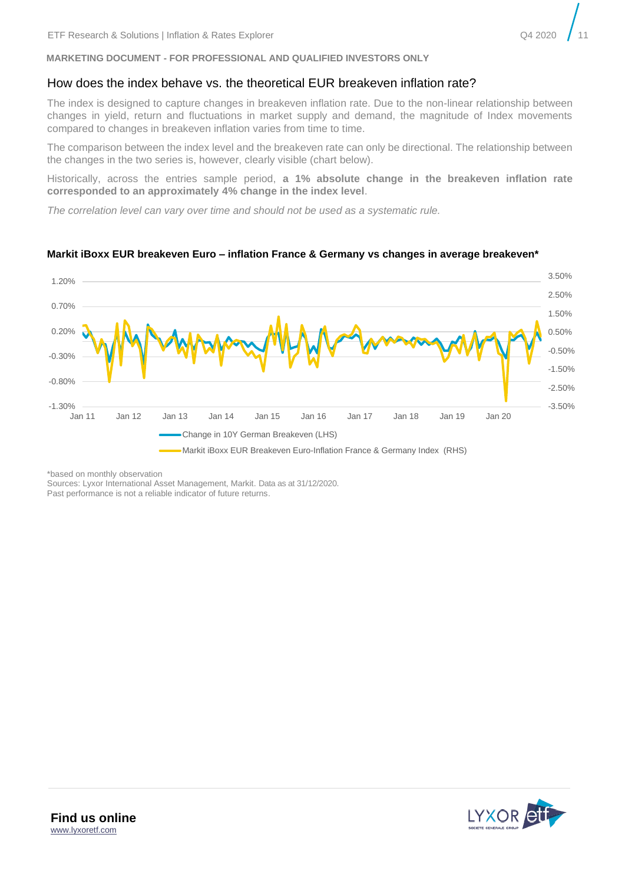MARKETING DOCUMENT - FOR PROFESSIONAL AND QUALIFIED INVESTORS ONLY

## How does the index behave vs. the theoretical EUR breakeven inflation rate?

The index is designed to capture changes in breakeven inflation rate. Due to the non-linear relationship between changes in yield, return and fluctuations in market supply and demand, the magnitude of Index movements compared to changes in breakeven inflation varies from time to time.

The comparison between the index level and the breakeven rate can only be directional. The relationship between the changes in the two series is, however, clearly visible (chart below).

Historically, across the entries sample period, **a 1% absolute change in the breakeven inflation rate corresponded to an approximately 4% change in the index level**.

*The correlation level can vary over time and should not be used as a systematic rule.*

**Markit iBoxx EUR breakeven Euro – inflation France & Germany vs changes in average breakeven***

1.20% 0.70% 0.20% -0.30% -0.80% -1.30%

3.50% 2.50% 1.50% 0.50% -0.50% -1.50% -2.50% -3.50%

Jan 11 Jan 12 Jan 13 Jan 14 Jan 15 Jan 16 Jan 17 Jan 18 Jan 19 Jan 20

Change in 10Y German Breakeven (LHS)

Markit iBoxx EUR Breakeven Euro-Inflation France & Germany Index (RHS)

*based on monthly observation
Sources: Lyxor International Asset Management, Markit. Data as at 31/12/2020.
Past performance is not a reliable indicator of future returns.

**Find us online**
www.lyxoretf.com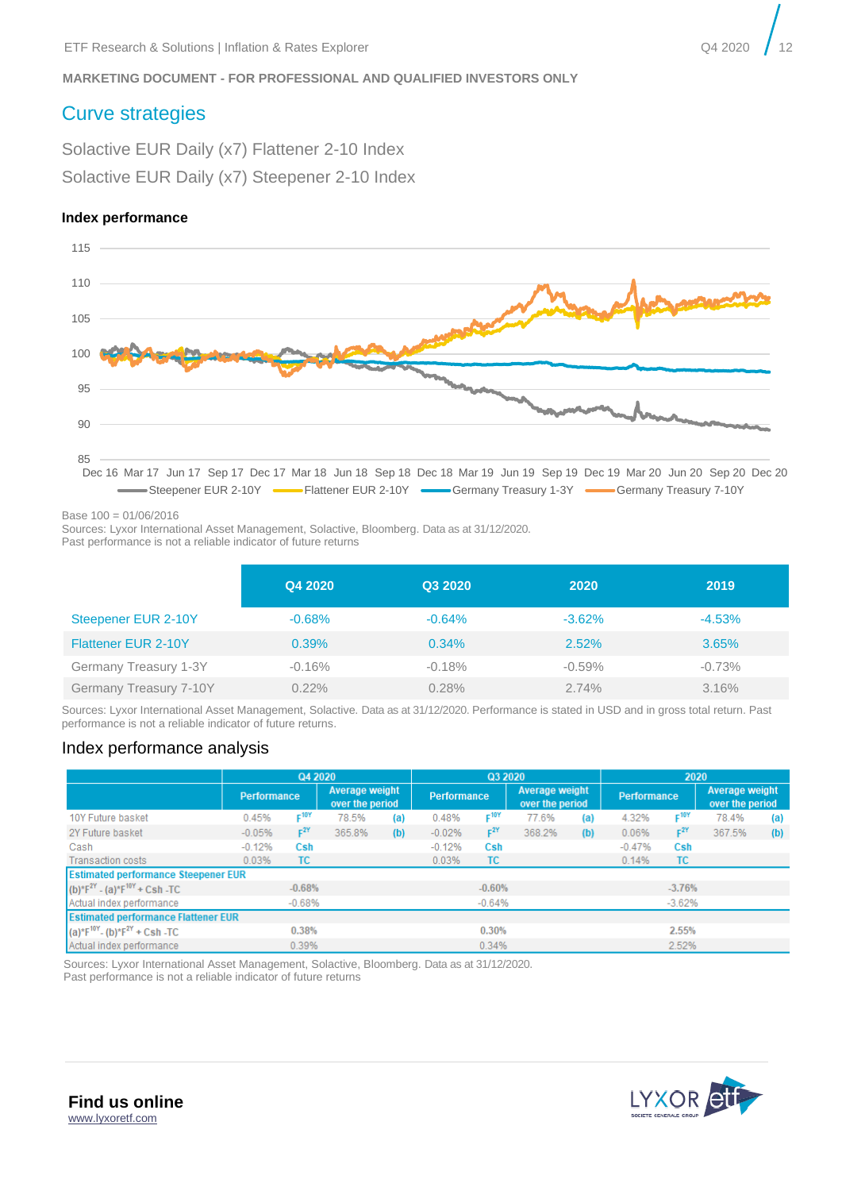MARKETING DOCUMENT - FOR PROFESSIONAL AND QUALIFIED INVESTORS ONLY

## Curve strategies

### Solactive EUR Daily (x7) Flattener 2-10 Index

### Solactive EUR Daily (x7) Steepener 2-10 Index

**Index performance**

Base 100 = 01/06/2016
Sources: Lyxor International Asset Management, Solactive, Bloomberg. Data as at 31/12/2020.
Past performance is not a reliable indicator of future returns

| | Q4 2020 | Q3 2020 | 2020 | 2019 |
|---|---|---|---|---|
| Steepener EUR 2-10Y | -0.68% | -0.64% | -3.62% | -4.53% |
| Flattener EUR 2-10Y | 0.39% | 0.34% | 2.52% | 3.65% |
| Germany Treasury 1-3Y | -0.16% | -0.18% | -0.59% | -0.73% |
| Germany Treasury 7-10Y | 0.22% | 0.28% | 2.74% | 3.16% |

Sources: Lyxor International Asset Management, Solactive. Data as at 31/12/2020. Performance is stated in USD and in gross total return. Past performance is not a reliable indicator of future returns.

## Index performance analysis

| | Q4 2020 | | | | Q3 2020 | | | | 2020 | | | |
|---|---|---|---|---|---|---|---|---|---|---|---|---|
| | Performance | | Average weight over the period | | Performance | | Average weight over the period | | Performance | | Average weight over the period | |
| 10Y Future basket | 0.45% | $F^{10Y}$ | 78.5% | (a) | 0.48% | $F^{10Y}$ | 77.6% | (a) | 4.32% | $F^{10Y}$ | 78.4% | (a) |
| 2Y Future basket | -0.05% | $F^{2Y}$ | 365.8% | (b) | -0.02% | $F^{2Y}$ | 368.2% | (b) | 0.06% | $F^{2Y}$ | 367.5% | (b) |
| Cash | -0.12% | Csh | | | -0.12% | Csh | | | -0.47% | Csh | | |
| Transaction costs | 0.03% | TC | | | 0.03% | TC | | | 0.14% | TC | | |
| **Estimated performance Steepener EUR** | | | | | | | | | | | | |
| $(b)*F^{2Y} - (a)*F^{10Y} + Csh - TC$ | -0.68% | | | | -0.60% | | | | -3.76% | | | |
| Actual index performance | -0.68% | | | | -0.64% | | | | -3.62% | | | |
| **Estimated performance Flattener EUR** | | | | | | | | | | | | |
| $(a)*F^{10Y} - (b)*F^{2Y} + Csh - TC$ | 0.38% | | | | 0.30% | | | | 2.55% | | | |
| Actual index performance | 0.39% | | | | 0.34% | | | | 2.52% | | | |

Sources: Lyxor International Asset Management, Solactive, Bloomberg. Data as at 31/12/2020.
Past performance is not a reliable indicator of future returns

**Find us online**
www.lyxoretf.com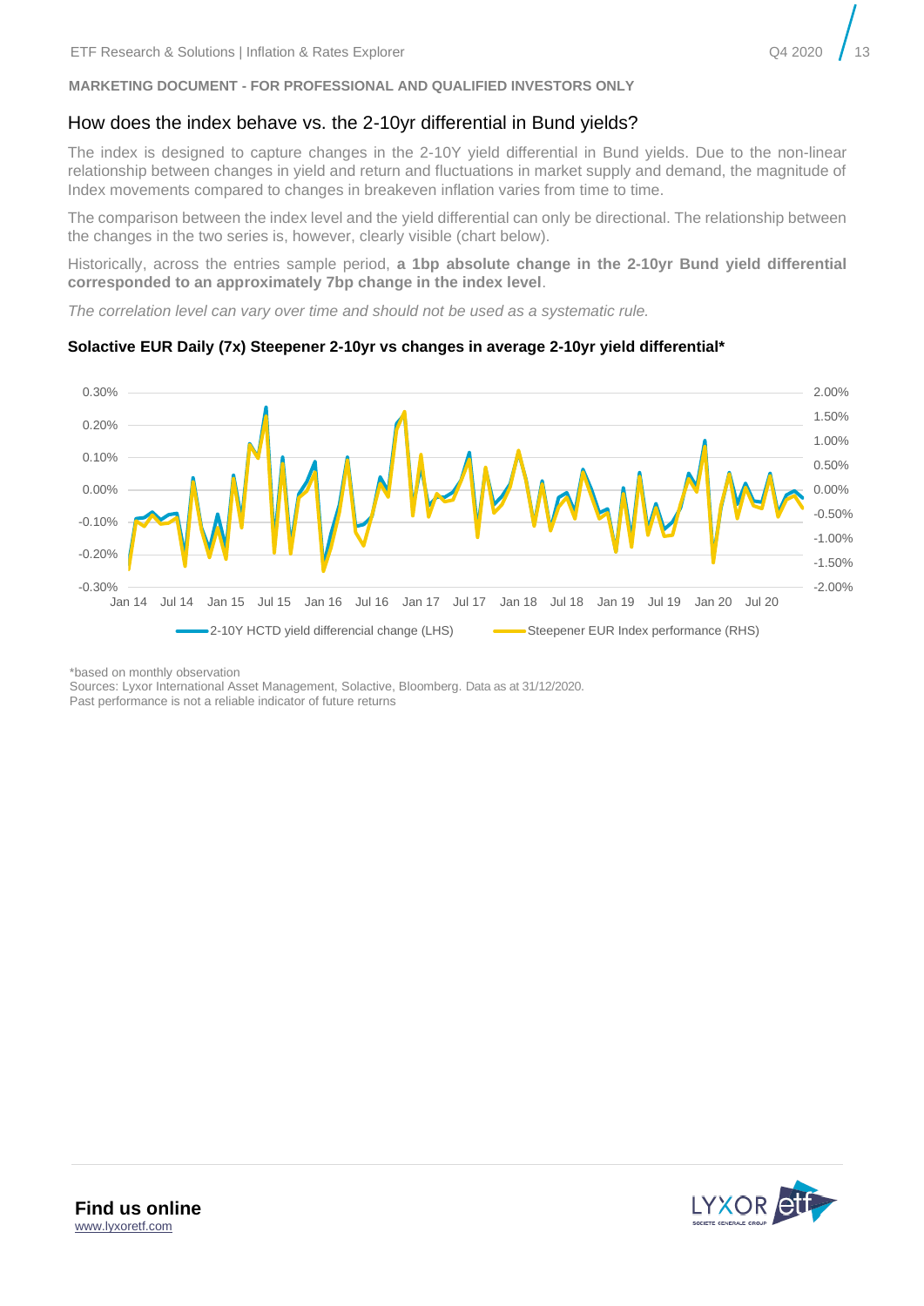**MARKETING DOCUMENT - FOR PROFESSIONAL AND QUALIFIED INVESTORS ONLY**

## How does the index behave vs. the 2-10yr differential in Bund yields?

The index is designed to capture changes in the 2-10Y yield differential in Bund yields. Due to the non-linear relationship between changes in yield and return and fluctuations in market supply and demand, the magnitude of Index movements compared to changes in breakeven inflation varies from time to time.

The comparison between the index level and the yield differential can only be directional. The relationship between the changes in the two series is, however, clearly visible (chart below).

Historically, across the entries sample period, **a 1bp absolute change in the 2-10yr Bund yield differential corresponded to an approximately 7bp change in the index level**.

*The correlation level can vary over time and should not be used as a systematic rule.*

**Solactive EUR Daily (7x) Steepener 2-10yr vs changes in average 2-10yr yield differential***

*based on monthly observation

Sources: Lyxor International Asset Management, Solactive, Bloomberg. Data as at 31/12/2020.

Past performance is not a reliable indicator of future returns

**Find us online**

www.lyxoretf.com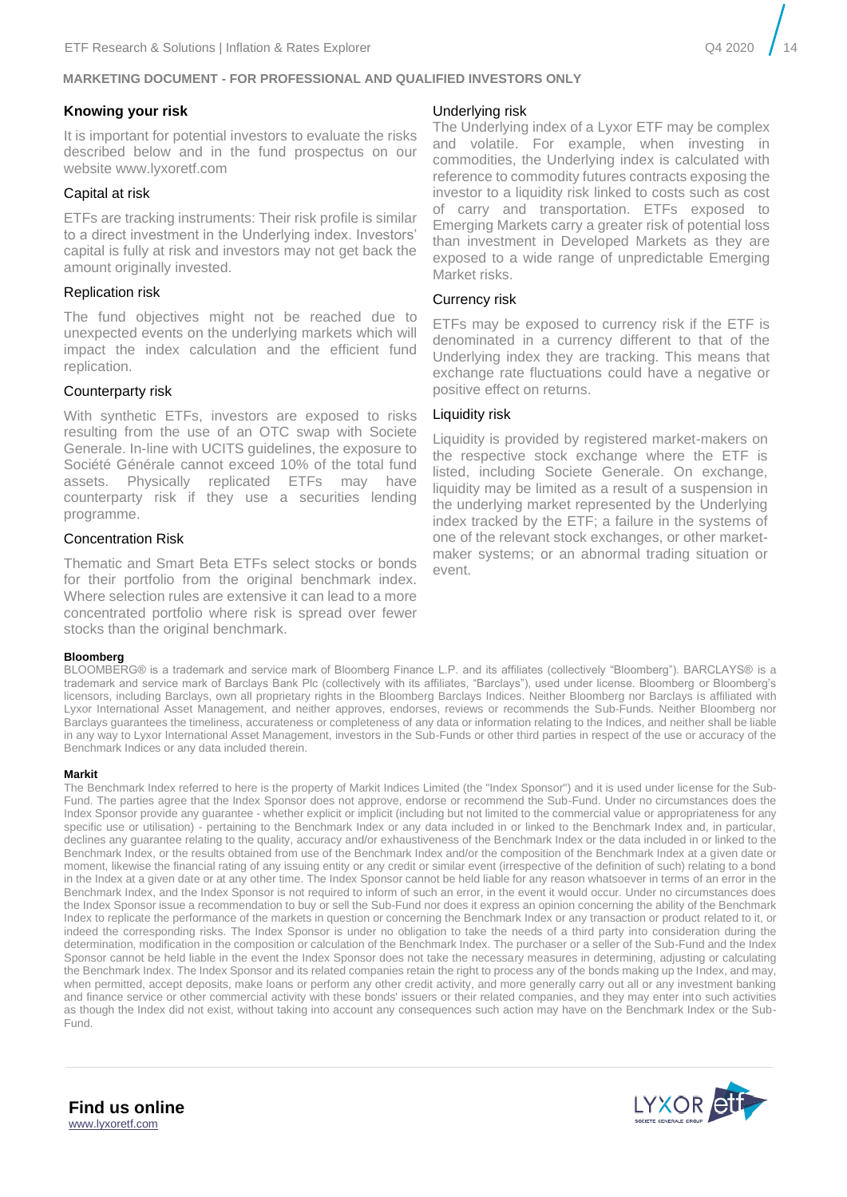**MARKETING DOCUMENT - FOR PROFESSIONAL AND QUALIFIED INVESTORS ONLY**

## Knowing your risk

It is important for potential investors to evaluate the risks described below and in the fund prospectus on our website www.lyxoretf.com

### Capital at risk

ETFs are tracking instruments: Their risk profile is similar to a direct investment in the Underlying index. Investors' capital is fully at risk and investors may not get back the amount originally invested.

### Replication risk

The fund objectives might not be reached due to unexpected events on the underlying markets which will impact the index calculation and the efficient fund replication.

### Counterparty risk

With synthetic ETFs, investors are exposed to risks resulting from the use of an OTC swap with Societe Generale. In-line with UCITS guidelines, the exposure to Société Générale cannot exceed 10% of the total fund assets. Physically replicated ETFs may have counterparty risk if they use a securities lending programme.

### Concentration Risk

Thematic and Smart Beta ETFs select stocks or bonds for their portfolio from the original benchmark index. Where selection rules are extensive it can lead to a more concentrated portfolio where risk is spread over fewer stocks than the original benchmark.

### Underlying risk

The Underlying index of a Lyxor ETF may be complex and volatile. For example, when investing in commodities, the Underlying index is calculated with reference to commodity futures contracts exposing the investor to a liquidity risk linked to costs such as cost of carry and transportation. ETFs exposed to Emerging Markets carry a greater risk of potential loss than investment in Developed Markets as they are exposed to a wide range of unpredictable Emerging Market risks.

### Currency risk

ETFs may be exposed to currency risk if the ETF is denominated in a currency different to that of the Underlying index they are tracking. This means that exchange rate fluctuations could have a negative or positive effect on returns.

### Liquidity risk

Liquidity is provided by registered market-makers on the respective stock exchange where the ETF is listed, including Societe Generale. On exchange, liquidity may be limited as a result of a suspension in the underlying market represented by the Underlying index tracked by the ETF; a failure in the systems of one of the relevant stock exchanges, or other market-maker systems; or an abnormal trading situation or event.

**Bloomberg**

BLOOMBERG® is a trademark and service mark of Bloomberg Finance L.P. and its affiliates (collectively "Bloomberg"). BARCLAYS® is a trademark and service mark of Barclays Bank Plc (collectively with its affiliates, "Barclays"), used under license. Bloomberg or Bloomberg's licensors, including Barclays, own all proprietary rights in the Bloomberg Barclays Indices. Neither Bloomberg nor Barclays is affiliated with Lyxor International Asset Management, and neither approves, endorses, reviews or recommends the Sub-Funds. Neither Bloomberg nor Barclays guarantees the timeliness, accurateness or completeness of any data or information relating to the Indices, and neither shall be liable in any way to Lyxor International Asset Management, investors in the Sub-Funds or other third parties in respect of the use or accuracy of the Benchmark Indices or any data included therein.

**Markit**

The Benchmark Index referred to here is the property of Markit Indices Limited (the "Index Sponsor") and it is used under license for the Sub-Fund. The parties agree that the Index Sponsor does not approve, endorse or recommend the Sub-Fund. Under no circumstances does the Index Sponsor provide any guarantee - whether explicit or implicit (including but not limited to the commercial value or appropriateness for any specific use or utilisation) - pertaining to the Benchmark Index or any data included in or linked to the Benchmark Index and, in particular, declines any guarantee relating to the quality, accuracy and/or exhaustiveness of the Benchmark Index or the data included in or linked to the Benchmark Index, or the results obtained from use of the Benchmark Index and/or the composition of the Benchmark Index at a given date or moment, likewise the financial rating of any issuing entity or any credit or similar event (irrespective of the definition of such) relating to a bond in the Index at a given date or at any other time. The Index Sponsor cannot be held liable for any reason whatsoever in terms of an error in the Benchmark Index, and the Index Sponsor is not required to inform of such an error, in the event it would occur. Under no circumstances does the Index Sponsor issue a recommendation to buy or sell the Sub-Fund nor does it express an opinion concerning the ability of the Benchmark Index to replicate the performance of the markets in question or concerning the Benchmark Index or any transaction or product related to it, or indeed the corresponding risks. The Index Sponsor is under no obligation to take the needs of a third party into consideration during the determination, modification in the composition or calculation of the Benchmark Index. The purchaser or a seller of the Sub-Fund and the Index Sponsor cannot be held liable in the event the Index Sponsor does not take the necessary measures in determining, adjusting or calculating the Benchmark Index. The Index Sponsor and its related companies retain the right to process any of the bonds making up the Index, and may, when permitted, accept deposits, make loans or perform any other credit activity, and more generally carry out all or any investment banking and finance service or other commercial activity with these bonds' issuers or their related companies, and they may enter into such activities as though the Index did not exist, without taking into account any consequences such action may have on the Benchmark Index or the Sub-Fund.

**Find us online**
www.lyxoretf.com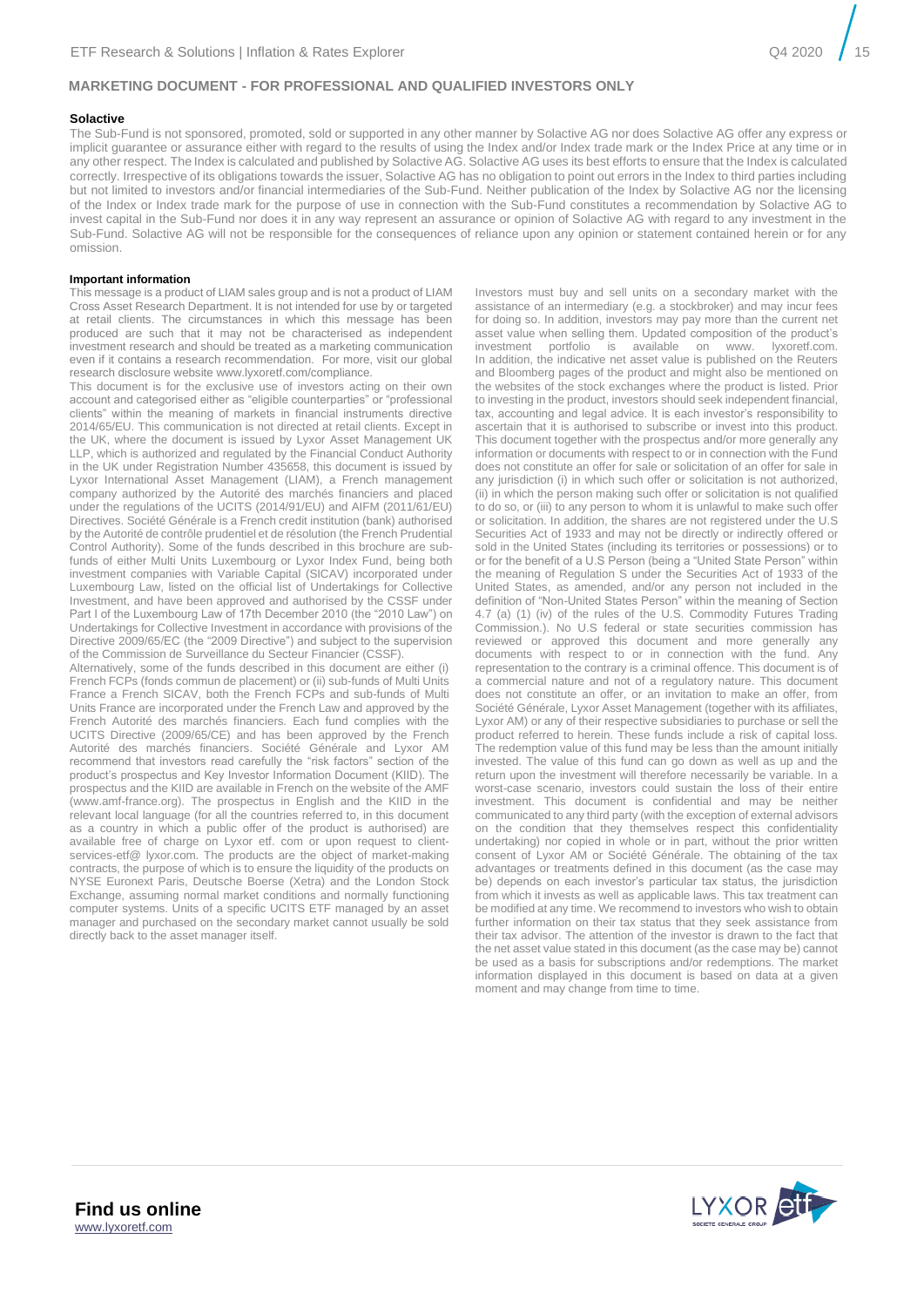**MARKETING DOCUMENT - FOR PROFESSIONAL AND QUALIFIED INVESTORS ONLY**

**Solactive**

The Sub-Fund is not sponsored, promoted, sold or supported in any other manner by Solactive AG nor does Solactive AG offer any express or implicit guarantee or assurance either with regard to the results of using the Index and/or Index trade mark or the Index Price at any time or in any other respect. The Index is calculated and published by Solactive AG. Solactive AG uses its best efforts to ensure that the Index is calculated correctly. Irrespective of its obligations towards the issuer, Solactive AG has no obligation to point out errors in the Index to third parties including but not limited to investors and/or financial intermediaries of the Sub-Fund. Neither publication of the Index by Solactive AG nor the licensing of the Index or Index trade mark for the purpose of use in connection with the Sub-Fund constitutes a recommendation by Solactive AG to invest capital in the Sub-Fund nor does it in any way represent an assurance or opinion of Solactive AG with regard to any investment in the Sub-Fund. Solactive AG will not be responsible for the consequences of reliance upon any opinion or statement contained herein or for any omission.

**Important information**

This message is a product of LIAM sales group and is not a product of LIAM Cross Asset Research Department. It is not intended for use by or targeted at retail clients. The circumstances in which this message has been produced are such that it may not be characterised as independent investment research and should be treated as a marketing communication even if it contains a research recommendation. For more, visit our global research disclosure website www.lyxoretf.com/compliance.

This document is for the exclusive use of investors acting on their own account and categorised either as "eligible counterparties" or "professional clients" within the meaning of markets in financial instruments directive 2014/65/EU. This communication is not directed at retail clients. Except in the UK, where the document is issued by Lyxor Asset Management UK LLP, which is authorized and regulated by the Financial Conduct Authority in the UK under Registration Number 435658, this document is issued by Lyxor International Asset Management (LIAM), a French management company authorized by the Autorité des marchés financiers and placed under the regulations of the UCITS (2014/91/EU) and AIFM (2011/61/EU) Directives. Société Générale is a French credit institution (bank) authorised by the Autorité de contrôle prudentiel et de résolution (the French Prudential Control Authority). Some of the funds described in this brochure are sub-funds of either Multi Units Luxembourg or Lyxor Index Fund, being both investment companies with Variable Capital (SICAV) incorporated under Luxembourg Law, listed on the official list of Undertakings for Collective Investment, and have been approved and authorised by the CSSF under Part I of the Luxembourg Law of 17th December 2010 (the "2010 Law") on Undertakings for Collective Investment in accordance with provisions of the Directive 2009/65/EC (the "2009 Directive") and subject to the supervision of the Commission de Surveillance du Secteur Financier (CSSF).

Alternatively, some of the funds described in this document are either (i) French FCPs (fonds commun de placement) or (ii) sub-funds of Multi Units France a French SICAV, both the French FCPs and sub-funds of Multi Units France are incorporated under the French Law and approved by the French Autorité des marchés financiers. Each fund complies with the UCITS Directive (2009/65/CE) and has been approved by the French Autorité des marchés financiers. Société Générale and Lyxor AM recommend that investors read carefully the "risk factors" section of the product's prospectus and Key Investor Information Document (KIID). The prospectus and the KIID are available in French on the website of the AMF (www.amf-france.org). The prospectus in English and the KIID in the relevant local language (for all the countries referred to, in this document as a country in which a public offer of the product is authorised) are available free of charge on Lyxor etf. com or upon request to client-services-etf@ lyxor.com. The products are the object of market-making contracts, the purpose of which is to ensure the liquidity of the products on NYSE Euronext Paris, Deutsche Boerse (Xetra) and the London Stock Exchange, assuming normal market conditions and normally functioning computer systems. Units of a specific UCITS ETF managed by an asset manager and purchased on the secondary market cannot usually be sold directly back to the asset manager itself.

Investors must buy and sell units on a secondary market with the assistance of an intermediary (e.g. a stockbroker) and may incur fees for doing so. In addition, investors may pay more than the current net asset value when selling them. Updated composition of the product's investment portfolio is available on www. lyxoretf.com. In addition, the indicative net asset value is published on the Reuters and Bloomberg pages of the product and might also be mentioned on the websites of the stock exchanges where the product is listed. Prior to investing in the product, investors should seek independent financial, tax, accounting and legal advice. It is each investor's responsibility to ascertain that it is authorised to subscribe or invest into this product. This document together with the prospectus and/or more generally any information or documents with respect to or in connection with the Fund does not constitute an offer for sale or solicitation of an offer for sale in any jurisdiction (i) in which such offer or solicitation is not authorized, (ii) in which the person making such offer or solicitation is not qualified to do so, or (iii) to any person to whom it is unlawful to make such offer or solicitation. In addition, the shares are not registered under the U.S Securities Act of 1933 and may not be directly or indirectly offered or sold in the United States (including its territories or possessions) or to or for the benefit of a U.S Person (being a "United State Person" within the meaning of Regulation S under the Securities Act of 1933 of the United States, as amended, and/or any person not included in the definition of "Non-United States Person" within the meaning of Section 4.7 (a) (1) (iv) of the rules of the U.S. Commodity Futures Trading Commission.). No U.S federal or state securities commission has reviewed or approved this document and more generally any documents with respect to or in connection with the fund. Any representation to the contrary is a criminal offence. This document is of a commercial nature and not of a regulatory nature. This document does not constitute an offer, or an invitation to make an offer, from Société Générale, Lyxor Asset Management (together with its affiliates, Lyxor AM) or any of their respective subsidiaries to purchase or sell the product referred to herein. These funds include a risk of capital loss. The redemption value of this fund may be less than the amount initially invested. The value of this fund can go down as well as up and the return upon the investment will therefore necessarily be variable. In a worst-case scenario, investors could sustain the loss of their entire investment. This document is confidential and may be neither communicated to any third party (with the exception of external advisors on the condition that they themselves respect this confidentiality undertaking) nor copied in whole or in part, without the prior written consent of Lyxor AM or Société Générale. The obtaining of the tax advantages or treatments defined in this document (as the case may be) depends on each investor's particular tax status, the jurisdiction from which it invests as well as applicable laws. This tax treatment can be modified at any time. We recommend to investors who wish to obtain further information on their tax status that they seek assistance from their tax advisor. The attention of the investor is drawn to the fact that the net asset value stated in this document (as the case may be) cannot be used as a basis for subscriptions and/or redemptions. The market information displayed in this document is based on data at a given moment and may change from time to time.

**Find us online**
www.lyxoretf.com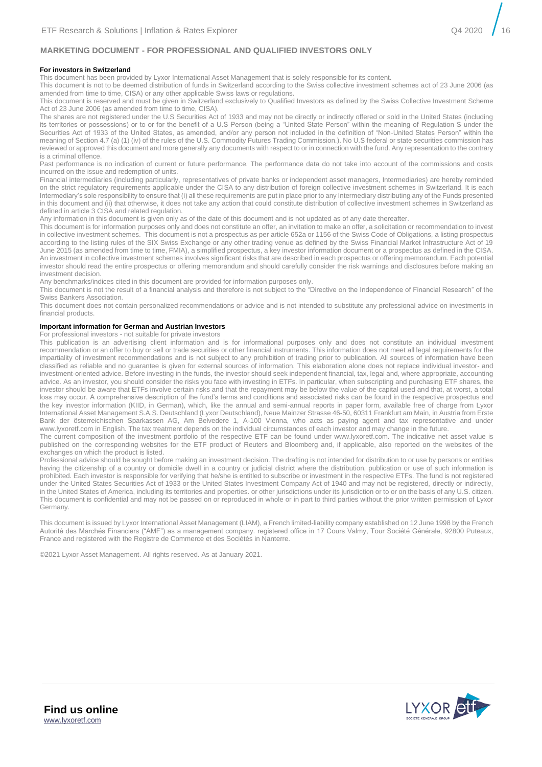## MARKETING DOCUMENT - FOR PROFESSIONAL AND QUALIFIED INVESTORS ONLY

**For investors in Switzerland**

This document has been provided by Lyxor International Asset Management that is solely responsible for its content.

This document is not to be deemed distribution of funds in Switzerland according to the Swiss collective investment schemes act of 23 June 2006 (as amended from time to time, CISA) or any other applicable Swiss laws or regulations.

This document is reserved and must be given in Switzerland exclusively to Qualified Investors as defined by the Swiss Collective Investment Scheme Act of 23 June 2006 (as amended from time to time, CISA).

The shares are not registered under the U.S Securities Act of 1933 and may not be directly or indirectly offered or sold in the United States (including its territories or possessions) or to or for the benefit of a U.S Person (being a "United State Person" within the meaning of Regulation S under the Securities Act of 1933 of the United States, as amended, and/or any person not included in the definition of "Non-United States Person" within the meaning of Section 4.7 (a) (1) (iv) of the rules of the U.S. Commodity Futures Trading Commission.). No U.S federal or state securities commission has reviewed or approved this document and more generally any documents with respect to or in connection with the fund. Any representation to the contrary is a criminal offence.

Past performance is no indication of current or future performance. The performance data do not take into account of the commissions and costs incurred on the issue and redemption of units.

Financial intermediaries (including particularly, representatives of private banks or independent asset managers, Intermediaries) are hereby reminded on the strict regulatory requirements applicable under the CISA to any distribution of foreign collective investment schemes in Switzerland. It is each Intermediary's sole responsibility to ensure that (i) all these requirements are put in place prior to any Intermediary distributing any of the Funds presented in this document and (ii) that otherwise, it does not take any action that could constitute distribution of collective investment schemes in Switzerland as defined in article 3 CISA and related regulation.

Any information in this document is given only as of the date of this document and is not updated as of any date thereafter.

This document is for information purposes only and does not constitute an offer, an invitation to make an offer, a solicitation or recommendation to invest in collective investment schemes. This document is not a prospectus as per article 652a or 1156 of the Swiss Code of Obligations, a listing prospectus according to the listing rules of the SIX Swiss Exchange or any other trading venue as defined by the Swiss Financial Market Infrastructure Act of 19 June 2015 (as amended from time to time, FMIA), a simplified prospectus, a key investor information document or a prospectus as defined in the CISA. An investment in collective investment schemes involves significant risks that are described in each prospectus or offering memorandum. Each potential investor should read the entire prospectus or offering memorandum and should carefully consider the risk warnings and disclosures before making an investment decision.

Any benchmarks/indices cited in this document are provided for information purposes only.

This document is not the result of a financial analysis and therefore is not subject to the "Directive on the Independence of Financial Research" of the Swiss Bankers Association.

This document does not contain personalized recommendations or advice and is not intended to substitute any professional advice on investments in financial products.

**Important information for German and Austrian Investors**

For professional investors - not suitable for private investors

This publication is an advertising client information and is for informational purposes only and does not constitute an individual investment recommendation or an offer to buy or sell or trade securities or other financial instruments. This information does not meet all legal requirements for the impartiality of investment recommendations and is not subject to any prohibition of trading prior to publication. All sources of information have been classified as reliable and no guarantee is given for external sources of information. This elaboration alone does not replace individual investor- and investment-oriented advice. Before investing in the funds, the investor should seek independent financial, tax, legal and, where appropriate, accounting advice. As an investor, you should consider the risks you face with investing in ETFs. In particular, when subscripting and purchasing ETF shares, the investor should be aware that ETFs involve certain risks and that the repayment may be below the value of the capital used and that, at worst, a total loss may occur. A comprehensive description of the fund's terms and conditions and associated risks can be found in the respective prospectus and the key investor information (KIID, in German), which, like the annual and semi-annual reports in paper form, available free of charge from Lyxor International Asset Management S.A.S. Deutschland (Lyxor Deutschland), Neue Mainzer Strasse 46-50, 60311 Frankfurt am Main, in Austria from Erste Bank der österreichischen Sparkassen AG, Am Belvedere 1, A-100 Vienna, who acts as paying agent and tax representative and under www.lyxoretf.com in English. The tax treatment depends on the individual circumstances of each investor and may change in the future.

The current composition of the investment portfolio of the respective ETF can be found under www.lyxoretf.com. The indicative net asset value is published on the corresponding websites for the ETF product of Reuters and Bloomberg and, if applicable, also reported on the websites of the exchanges on which the product is listed.

Professional advice should be sought before making an investment decision. The drafting is not intended for distribution to or use by persons or entities having the citizenship of a country or domicile dwell in a country or judicial district where the distribution, publication or use of such information is prohibited. Each investor is responsible for verifying that he/she is entitled to subscribe or investment in the respective ETFs. The fund is not registered under the United States Securities Act of 1933 or the United States Investment Company Act of 1940 and may not be registered, directly or indirectly, in the United States of America, including its territories and properties. or other jurisdictions under its jurisdiction or to or on the basis of any U.S. citizen. This document is confidential and may not be passed on or reproduced in whole or in part to third parties without the prior written permission of Lyxor Germany.

This document is issued by Lyxor International Asset Management (LIAM), a French limited-liability company established on 12 June 1998 by the French Autorité des Marchés Financiers ("AMF") as a management company. registered office in 17 Cours Valmy, Tour Société Générale, 92800 Puteaux, France and registered with the Registre de Commerce et des Sociétés in Nanterre.

©2021 Lyxor Asset Management. All rights reserved. As at January 2021.

**Find us online**
www.lyxoretf.com